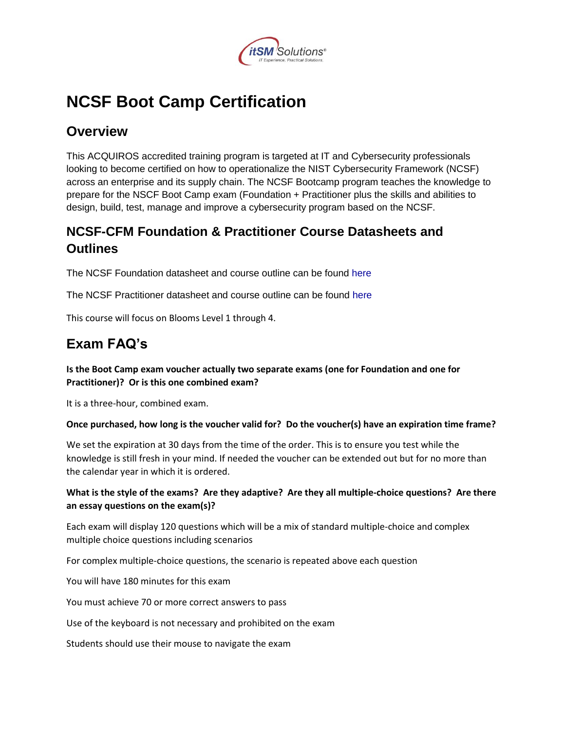# NCSF Boot Camp Certification

## Overview

This ACQUIROS accredited training program is targeted at IT and Cybersecurity professionals looking to become certified on how to operationalize the NIST Cybersecurity Framework (NCSF) across an enterprise and its supply chain. The NCSF Bootcamp program teaches the knowledge to prepare for the NSCF Boot Camp exam (Foundation + Practitioner plus the skills and abilities to design, build, test, manage and improve a cybersecurity program based on the NCSF.

## NCSF-CFM Foundation & Practitioner Course Datasheets and Outlines

The NCSF Foundation datasheet and course outline can be found here

The NCSF Practitioner datasheet and course outline can be found here

This course will focus on Blooms Level 1 through 4.

## Exam FAQ's

**Is the Boot Camp exam voucher actually two separate exams (one for Foundation and one for Practitioner)? Or is this one combined exam?**

It is a three-hour, combined exam.

**Once purchased, how long is the voucher valid for? Do the voucher(s) have an expiration time frame?**

We set the expiration at 30 days from the time of the order. This is to ensure you test while the knowledge is still fresh in your mind. If needed the voucher can be extended out but for no more than the calendar year in which it is ordered.

**What is the style of the exams? Are they adaptive? Are they all multiple-choice questions? Are there an essay questions on the exam(s)?**

Each exam will display 120 questions which will be a mix of standard multiple-choice and complex multiple choice questions including scenarios

For complex multiple-choice questions, the scenario is repeated above each question

You will have 180 minutes for this exam

You must achieve 70 or more correct answers to pass

Use of the keyboard is not necessary and prohibited on the exam

Students should use their mouse to navigate the exam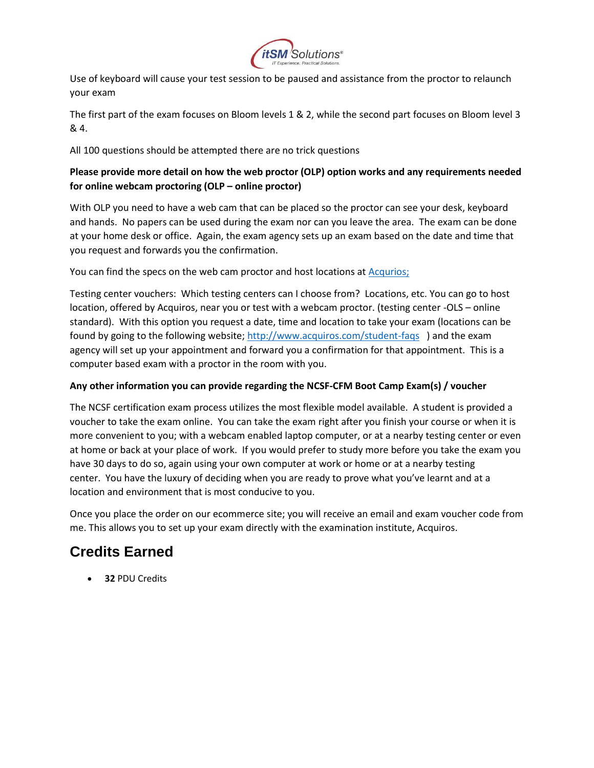Use of keyboard will cause your test session to be paused and assistance from the proctor to relaunch your exam

The first part of the exam focuses on Bloom levels 1 & 2, while the second part focuses on Bloom level 3 & 4.

All 100 questions should be attempted there are no trick questions

**Please provide more detail on how the web proctor (OLP) option works and any requirements needed for online webcam proctoring (OLP – online proctor)**

With OLP you need to have a web cam that can be placed so the proctor can see your desk, keyboard and hands. No papers can be used during the exam nor can you leave the area. The exam can be done at your home desk or office. Again, the exam agency sets up an exam based on the date and time that you request and forwards you the confirmation.

You can find the specs on the web cam proctor and host locations at Acqurios;

Testing center vouchers: Which testing centers can I choose from? Locations, etc. You can go to host location, offered by Acquiros, near you or test with a webcam proctor. (testing center -OLS – online standard). With this option you request a date, time and location to take your exam (locations can be found by going to the following website; http://www.acquiros.com/student-faqs ) and the exam agency will set up your appointment and forward you a confirmation for that appointment. This is a computer based exam with a proctor in the room with you.

**Any other information you can provide regarding the NCSF-CFM Boot Camp Exam(s) / voucher**

The NCSF certification exam process utilizes the most flexible model available. A student is provided a voucher to take the exam online. You can take the exam right after you finish your course or when it is more convenient to you; with a webcam enabled laptop computer, or at a nearby testing center or even at home or back at your place of work. If you would prefer to study more before you take the exam you have 30 days to do so, again using your own computer at work or home or at a nearby testing center. You have the luxury of deciding when you are ready to prove what you've learnt and at a location and environment that is most conducive to you.

Once you place the order on our ecommerce site; you will receive an email and exam voucher code from me. This allows you to set up your exam directly with the examination institute, Acquiros.

## Credits Earned

- **32** PDU Credits